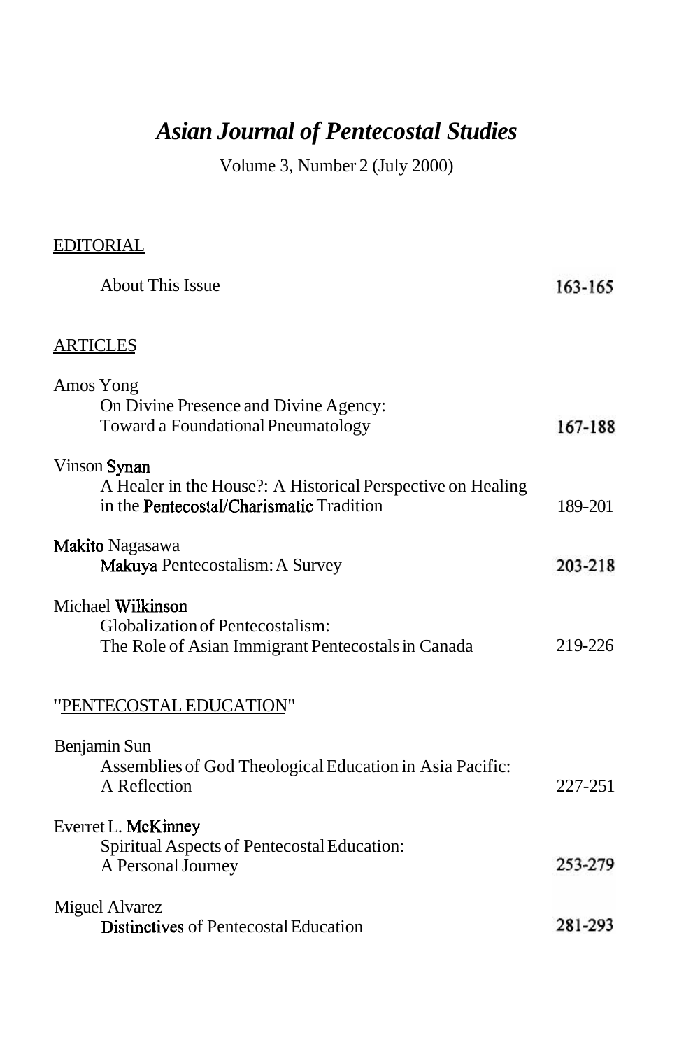# *Asian Journal of Pentecostal Studies*

Volume 3, Number 2 (July 2000)

## EDITORIAL

About This Issue 163-165

## ARTICLES

Amos Yong
On Divine Presence and Divine Agency:
Toward a Foundational Pneumatology 167-188

Vinson Synan
A Healer in the House?: A Historical Perspective on Healing in the Pentecostal/Charismatic Tradition 189-201

Makito Nagasawa
Makuya Pentecostalism: A Survey 203-218

Michael Wilkinson
Globalization of Pentecostalism:
The Role of Asian Immigrant Pentecostals in Canada 219-226

## "PENTECOSTAL EDUCATION"

Benjamin Sun
Assemblies of God Theological Education in Asia Pacific:
A Reflection 227-251

Everret L. McKinney
Spiritual Aspects of Pentecostal Education:
A Personal Journey 253-279

Miguel Alvarez
Distinctives of Pentecostal Education 281-293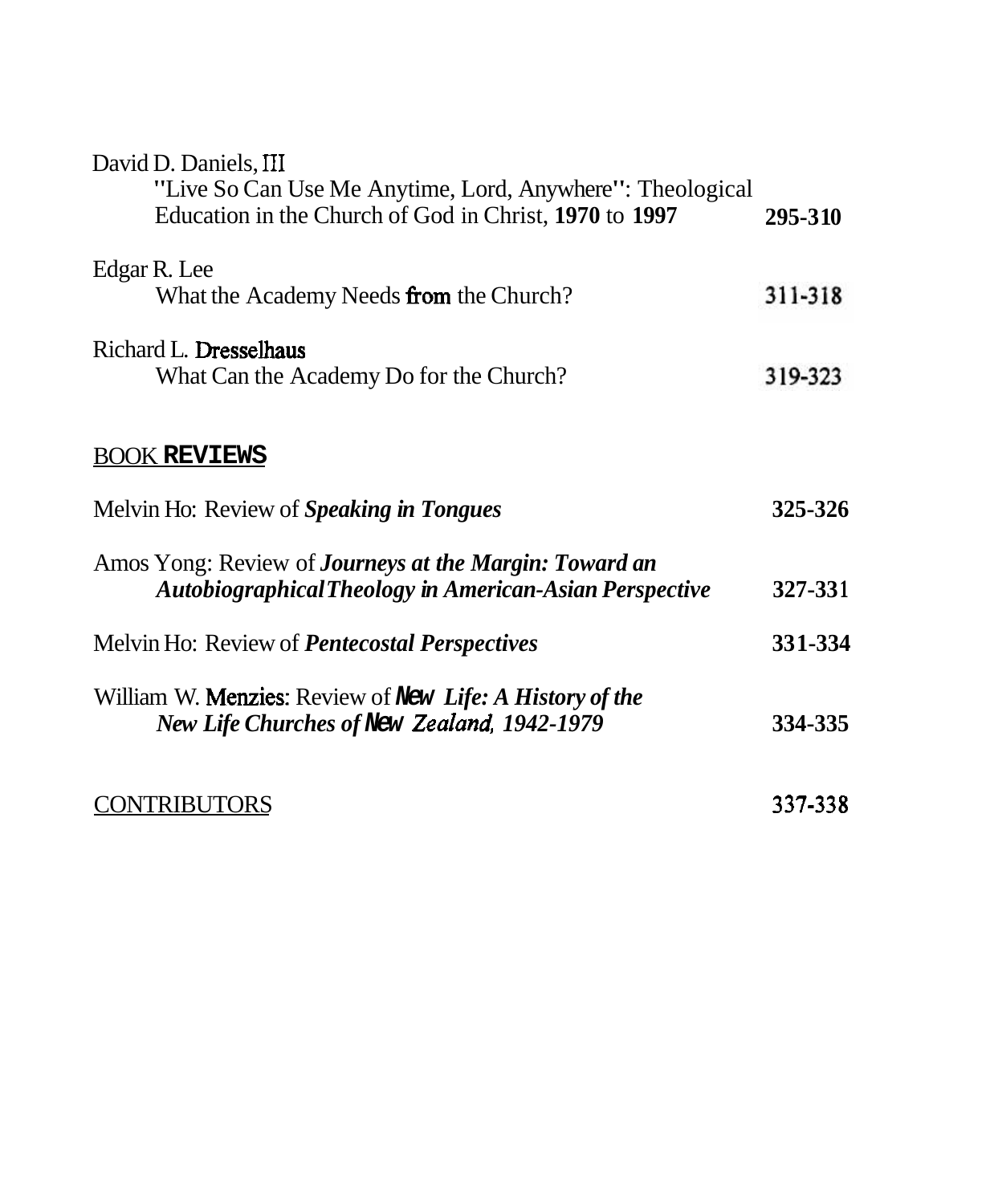David D. Daniels, III
"Live So Can Use Me Anytime, Lord, Anywhere": Theological Education in the Church of God in Christ, **1970** to **1997** — **295-310**

Edgar R. Lee
What the Academy Needs **from** the Church? — **311-318**

Richard L. **Dresselhaus**
What Can the Academy Do for the Church? — **319-323**

## BOOK **REVIEWS**

Melvin Ho: Review of ***Speaking in Tongues*** — **325-326**

Amos Yong: Review of ***Journeys at the Margin: Toward an Autobiographical Theology in American-Asian Perspective*** — **327-331**

Melvin Ho: Review of ***Pentecostal Perspectives*** — **331-334**

William W. **Menzies**: Review of ***New Life: A History of the New Life Churches of New Zealand, 1942-1979*** — **334-335**

CONTRIBUTORS — **337-338**